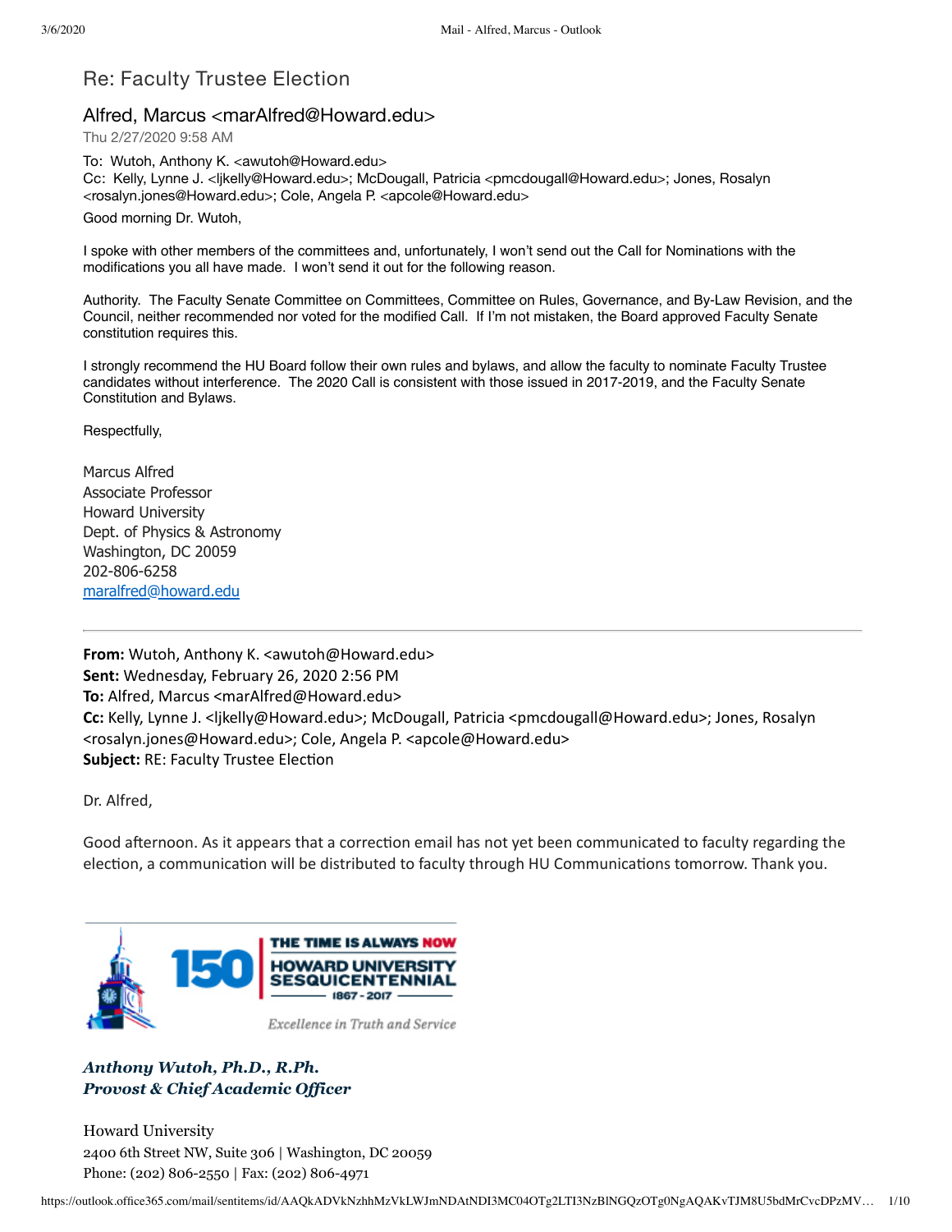# Re: Faculty Trustee Election

## Alfred, Marcus <marAlfred@Howard.edu>

Thu 2/27/2020 9:58 AM

To: Wutoh, Anthony K. <awutoh@Howard.edu>
Cc: Kelly, Lynne J. <ljkelly@Howard.edu>; McDougall, Patricia <pmcdougall@Howard.edu>; Jones, Rosalyn <rosalyn.jones@Howard.edu>; Cole, Angela P. <apcole@Howard.edu>

Good morning Dr. Wutoh,

I spoke with other members of the committees and, unfortunately, I won't send out the Call for Nominations with the modifications you all have made. I won't send it out for the following reason.

Authority. The Faculty Senate Committee on Committees, Committee on Rules, Governance, and By-Law Revision, and the Council, neither recommended nor voted for the modified Call. If I'm not mistaken, the Board approved Faculty Senate constitution requires this.

I strongly recommend the HU Board follow their own rules and bylaws, and allow the faculty to nominate Faculty Trustee candidates without interference. The 2020 Call is consistent with those issued in 2017-2019, and the Faculty Senate Constitution and Bylaws.

Respectfully,

Marcus Alfred
Associate Professor
Howard University
Dept. of Physics & Astronomy
Washington, DC 20059
202-806-6258
maralfred@howard.edu

---

**From:** Wutoh, Anthony K. <awutoh@Howard.edu>
**Sent:** Wednesday, February 26, 2020 2:56 PM
**To:** Alfred, Marcus <marAlfred@Howard.edu>
**Cc:** Kelly, Lynne J. <ljkelly@Howard.edu>; McDougall, Patricia <pmcdougall@Howard.edu>; Jones, Rosalyn <rosalyn.jones@Howard.edu>; Cole, Angela P. <apcole@Howard.edu>
**Subject:** RE: Faculty Trustee Election

Dr. Alfred,

Good afternoon. As it appears that a correction email has not yet been communicated to faculty regarding the election, a communication will be distributed to faculty through HU Communications tomorrow. Thank you.

150 | THE TIME IS ALWAYS NOW
HOWARD UNIVERSITY SESQUICENTENNIAL
1867 - 2017
Excellence in Truth and Service

***Anthony Wutoh, Ph.D., R.Ph.***
***Provost & Chief Academic Officer***

Howard University
2400 6th Street NW, Suite 306 | Washington, DC 20059
Phone: (202) 806-2550 | Fax: (202) 806-4971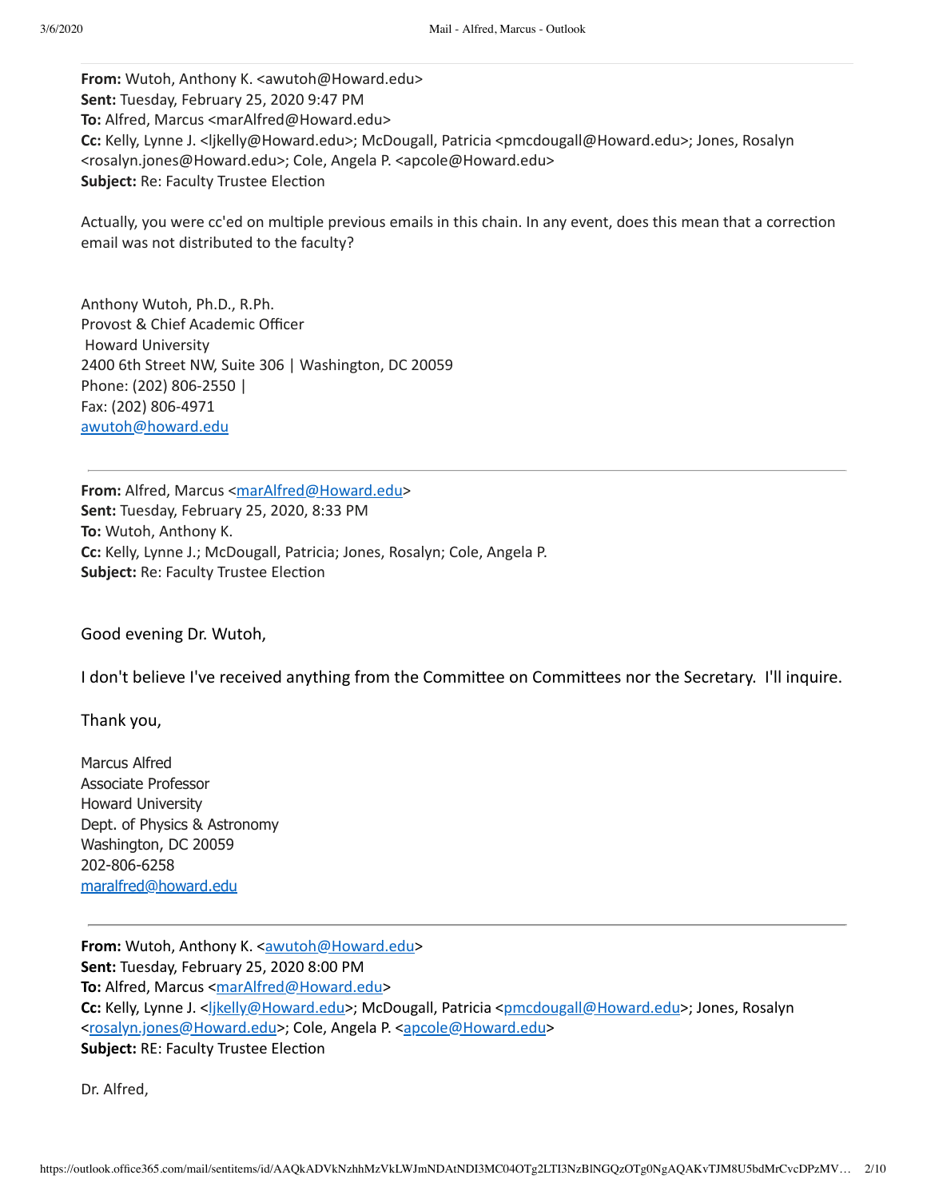**From:** Wutoh, Anthony K. <awutoh@Howard.edu>
**Sent:** Tuesday, February 25, 2020 9:47 PM
**To:** Alfred, Marcus <marAlfred@Howard.edu>
**Cc:** Kelly, Lynne J. <ljkelly@Howard.edu>; McDougall, Patricia <pmcdougall@Howard.edu>; Jones, Rosalyn <rosalyn.jones@Howard.edu>; Cole, Angela P. <apcole@Howard.edu>
**Subject:** Re: Faculty Trustee Election

Actually, you were cc'ed on multiple previous emails in this chain. In any event, does this mean that a correction email was not distributed to the faculty?

Anthony Wutoh, Ph.D., R.Ph.
Provost & Chief Academic Officer
Howard University
2400 6th Street NW, Suite 306 | Washington, DC 20059
Phone: (202) 806-2550 |
Fax: (202) 806-4971
awutoh@howard.edu

---

**From:** Alfred, Marcus <marAlfred@Howard.edu>
**Sent:** Tuesday, February 25, 2020, 8:33 PM
**To:** Wutoh, Anthony K.
**Cc:** Kelly, Lynne J.; McDougall, Patricia; Jones, Rosalyn; Cole, Angela P.
**Subject:** Re: Faculty Trustee Election

Good evening Dr. Wutoh,

I don't believe I've received anything from the Committee on Committees nor the Secretary. I'll inquire.

Thank you,

Marcus Alfred
Associate Professor
Howard University
Dept. of Physics & Astronomy
Washington, DC 20059
202-806-6258
maralfred@howard.edu

---

**From:** Wutoh, Anthony K. <awutoh@Howard.edu>
**Sent:** Tuesday, February 25, 2020 8:00 PM
**To:** Alfred, Marcus <marAlfred@Howard.edu>
**Cc:** Kelly, Lynne J. <ljkelly@Howard.edu>; McDougall, Patricia <pmcdougall@Howard.edu>; Jones, Rosalyn <rosalyn.jones@Howard.edu>; Cole, Angela P. <apcole@Howard.edu>
**Subject:** RE: Faculty Trustee Election

Dr. Alfred,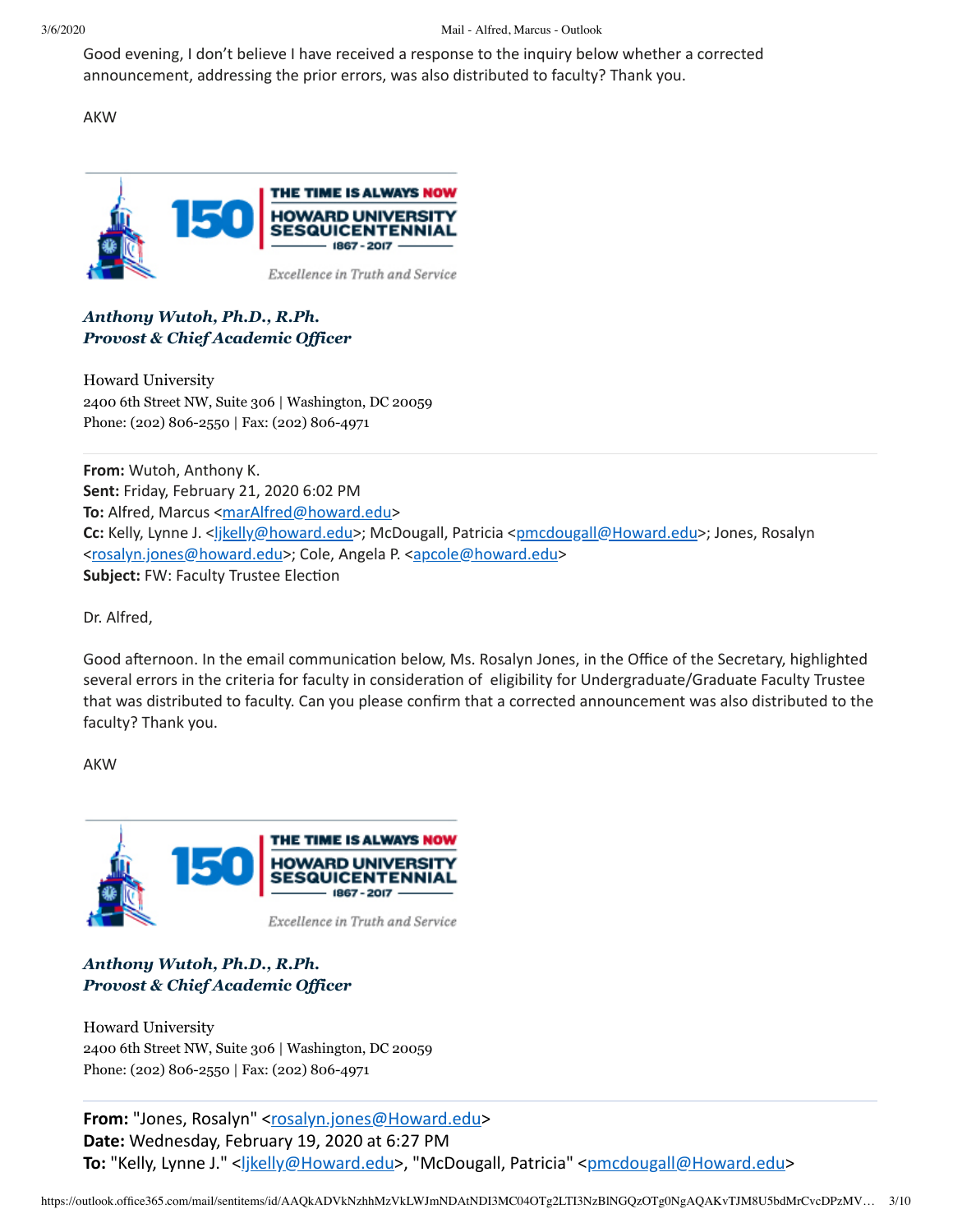Good evening, I don't believe I have received a response to the inquiry below whether a corrected announcement, addressing the prior errors, was also distributed to faculty? Thank you.

AKW

THE TIME IS ALWAYS NOW
150
HOWARD UNIVERSITY SESQUICENTENNIAL
1867 - 2017
*Excellence in Truth and Service*

***Anthony Wutoh, Ph.D., R.Ph.***
***Provost & Chief Academic Officer***

Howard University
2400 6th Street NW, Suite 306 | Washington, DC 20059
Phone: (202) 806-2550 | Fax: (202) 806-4971

---

**From:** Wutoh, Anthony K.
**Sent:** Friday, February 21, 2020 6:02 PM
**To:** Alfred, Marcus <marAlfred@howard.edu>
**Cc:** Kelly, Lynne J. <ljkelly@howard.edu>; McDougall, Patricia <pmcdougall@Howard.edu>; Jones, Rosalyn <rosalyn.jones@howard.edu>; Cole, Angela P. <apcole@howard.edu>
**Subject:** FW: Faculty Trustee Election

Dr. Alfred,

Good afternoon. In the email communication below, Ms. Rosalyn Jones, in the Office of the Secretary, highlighted several errors in the criteria for faculty in consideration of eligibility for Undergraduate/Graduate Faculty Trustee that was distributed to faculty. Can you please confirm that a corrected announcement was also distributed to the faculty? Thank you.

AKW

THE TIME IS ALWAYS NOW
150
HOWARD UNIVERSITY SESQUICENTENNIAL
1867 - 2017
*Excellence in Truth and Service*

***Anthony Wutoh, Ph.D., R.Ph.***
***Provost & Chief Academic Officer***

Howard University
2400 6th Street NW, Suite 306 | Washington, DC 20059
Phone: (202) 806-2550 | Fax: (202) 806-4971

---

**From:** "Jones, Rosalyn" <rosalyn.jones@Howard.edu>
**Date:** Wednesday, February 19, 2020 at 6:27 PM
**To:** "Kelly, Lynne J." <ljkelly@Howard.edu>, "McDougall, Patricia" <pmcdougall@Howard.edu>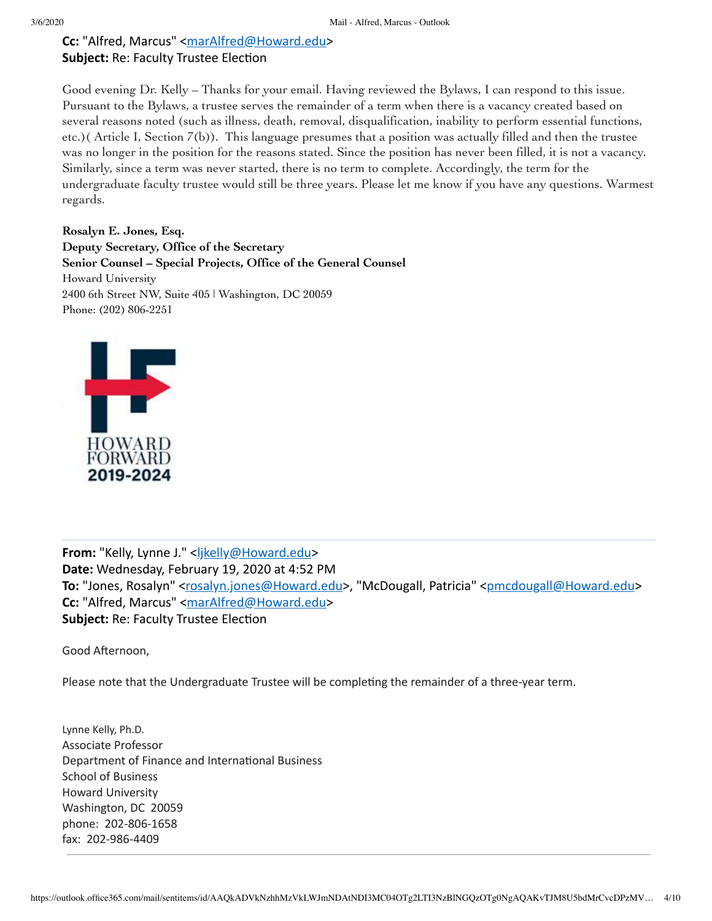**Cc:** "Alfred, Marcus" <marAlfred@Howard.edu>
**Subject:** Re: Faculty Trustee Election

Good evening Dr. Kelly – Thanks for your email. Having reviewed the Bylaws, I can respond to this issue. Pursuant to the Bylaws, a trustee serves the remainder of a term when there is a vacancy created based on several reasons noted (such as illness, death, removal, disqualification, inability to perform essential functions, etc.)( Article I, Section 7(b)). This language presumes that a position was actually filled and then the trustee was no longer in the position for the reasons stated. Since the position has never been filled, it is not a vacancy. Similarly, since a term was never started, there is no term to complete. Accordingly, the term for the undergraduate faculty trustee would still be three years. Please let me know if you have any questions. Warmest regards.

**Rosalyn E. Jones, Esq.**
**Deputy Secretary, Office of the Secretary**
**Senior Counsel – Special Projects, Office of the General Counsel**
Howard University
2400 6th Street NW, Suite 405 | Washington, DC 20059
Phone: (202) 806-2251

HOWARD FORWARD 2019-2024

---

**From:** "Kelly, Lynne J." <ljkelly@Howard.edu>
**Date:** Wednesday, February 19, 2020 at 4:52 PM
**To:** "Jones, Rosalyn" <rosalyn.jones@Howard.edu>, "McDougall, Patricia" <pmcdougall@Howard.edu>
**Cc:** "Alfred, Marcus" <marAlfred@Howard.edu>
**Subject:** Re: Faculty Trustee Election

Good Afternoon,

Please note that the Undergraduate Trustee will be completing the remainder of a three-year term.

Lynne Kelly, Ph.D.
Associate Professor
Department of Finance and International Business
School of Business
Howard University
Washington, DC 20059
phone: 202-806-1658
fax: 202-986-4409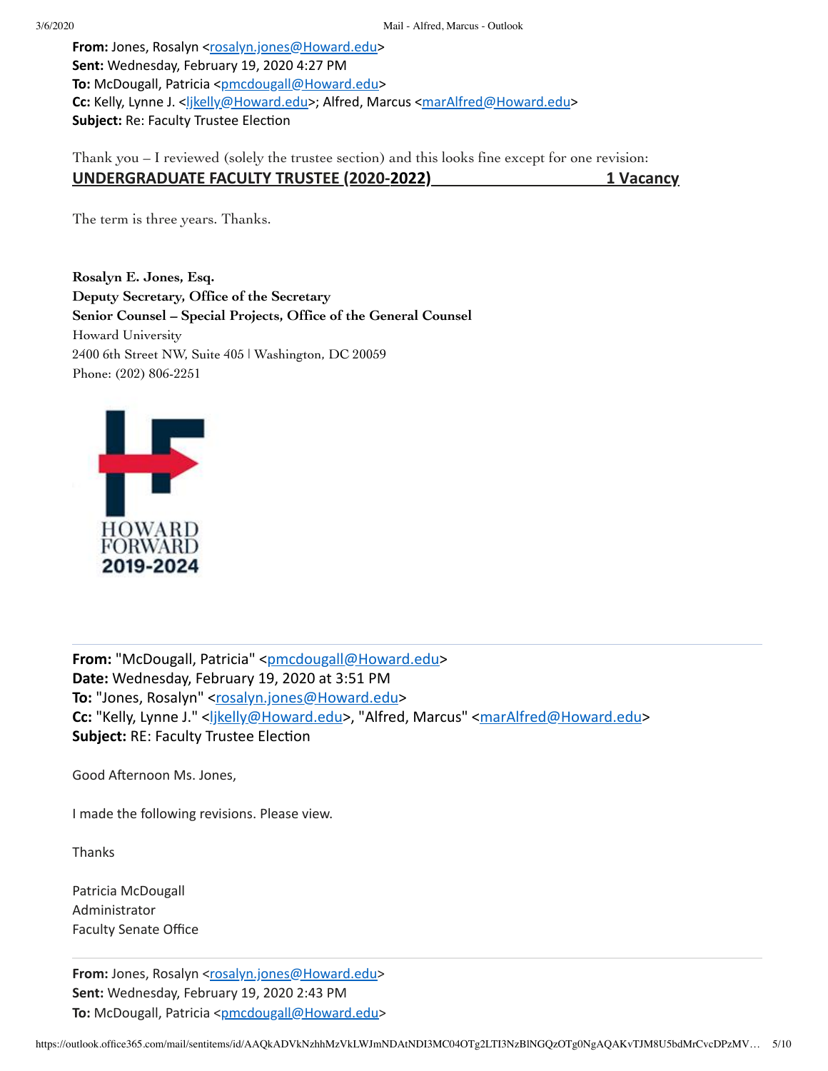**From:** Jones, Rosalyn <rosalyn.jones@Howard.edu>
**Sent:** Wednesday, February 19, 2020 4:27 PM
**To:** McDougall, Patricia <pmcdougall@Howard.edu>
**Cc:** Kelly, Lynne J. <ljkelly@Howard.edu>; Alfred, Marcus <marAlfred@Howard.edu>
**Subject:** Re: Faculty Trustee Election

Thank you – I reviewed (solely the trustee section) and this looks fine except for one revision:

**UNDERGRADUATE FACULTY TRUSTEE (2020-2022) 1 Vacancy**

The term is three years. Thanks.

**Rosalyn E. Jones, Esq.**
**Deputy Secretary, Office of the Secretary**
**Senior Counsel – Special Projects, Office of the General Counsel**
Howard University
2400 6th Street NW, Suite 405 | Washington, DC 20059
Phone: (202) 806-2251

HOWARD FORWARD
2019-2024

---

**From:** "McDougall, Patricia" <pmcdougall@Howard.edu>
**Date:** Wednesday, February 19, 2020 at 3:51 PM
**To:** "Jones, Rosalyn" <rosalyn.jones@Howard.edu>
**Cc:** "Kelly, Lynne J." <ljkelly@Howard.edu>, "Alfred, Marcus" <marAlfred@Howard.edu>
**Subject:** RE: Faculty Trustee Election

Good Afternoon Ms. Jones,

I made the following revisions. Please view.

Thanks

Patricia McDougall
Administrator
Faculty Senate Office

---

**From:** Jones, Rosalyn <rosalyn.jones@Howard.edu>
**Sent:** Wednesday, February 19, 2020 2:43 PM
**To:** McDougall, Patricia <pmcdougall@Howard.edu>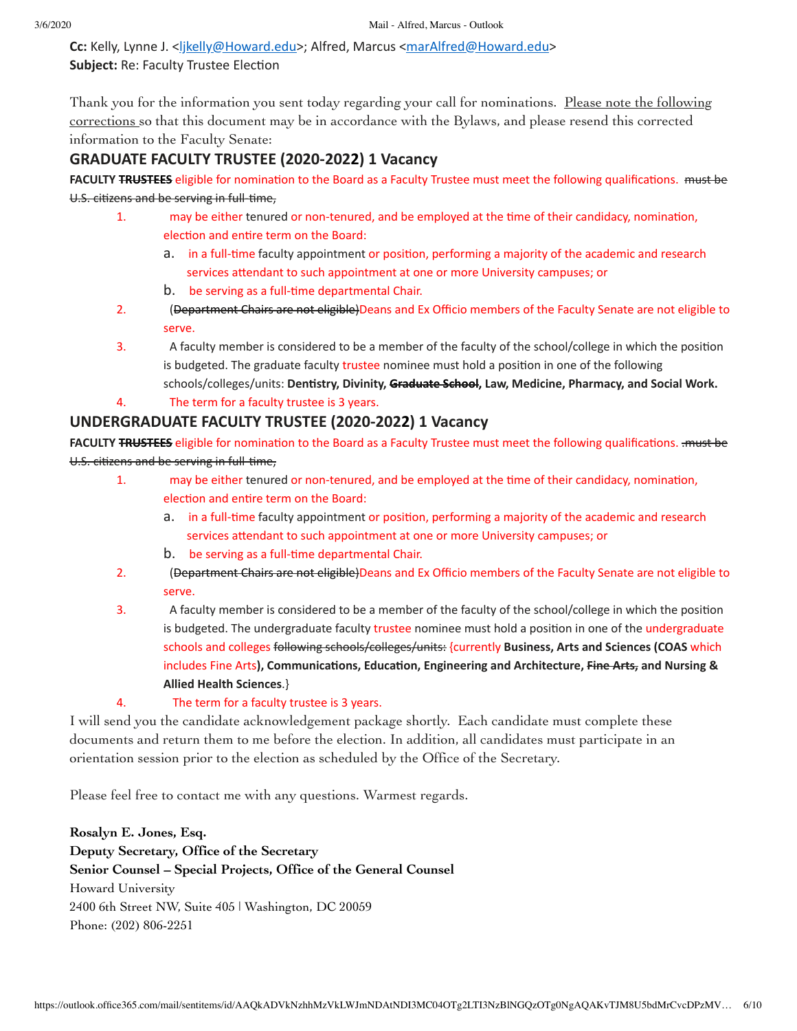**Cc:** Kelly, Lynne J. <ljkelly@Howard.edu>; Alfred, Marcus <marAlfred@Howard.edu>
**Subject:** Re: Faculty Trustee Election

Thank you for the information you sent today regarding your call for nominations. Please note the following corrections so that this document may be in accordance with the Bylaws, and please resend this corrected information to the Faculty Senate:

## GRADUATE FACULTY TRUSTEE (2020-2022) 1 Vacancy

**FACULTY** ~~**TRUSTEES**~~ eligible for nomination to the Board as a Faculty Trustee must meet the following qualifications. ~~must be U.S. citizens and be serving in full-time,~~

1. may be either tenured or non-tenured, and be employed at the time of their candidacy, nomination, election and entire term on the Board:
   a. in a full-time faculty appointment or position, performing a majority of the academic and research services attendant to such appointment at one or more University campuses; or
   b. be serving as a full-time departmental Chair.
2. (~~Department Chairs are not eligible)~~Deans and Ex Officio members of the Faculty Senate are not eligible to serve.
3. A faculty member is considered to be a member of the faculty of the school/college in which the position is budgeted. The graduate faculty trustee nominee must hold a position in one of the following schools/colleges/units: **Dentistry, Divinity, ~~Graduate School~~, Law, Medicine, Pharmacy, and Social Work.**
4. The term for a faculty trustee is 3 years.

## UNDERGRADUATE FACULTY TRUSTEE (2020-2022) 1 Vacancy

**FACULTY** ~~**TRUSTEES**~~ eligible for nomination to the Board as a Faculty Trustee must meet the following qualifications. ~~.must be U.S. citizens and be serving in full-time,~~

1. may be either tenured or non-tenured, and be employed at the time of their candidacy, nomination, election and entire term on the Board:
   a. in a full-time faculty appointment or position, performing a majority of the academic and research services attendant to such appointment at one or more University campuses; or
   b. be serving as a full-time departmental Chair.
2. (~~Department Chairs are not eligible)~~Deans and Ex Officio members of the Faculty Senate are not eligible to serve.
3. A faculty member is considered to be a member of the faculty of the school/college in which the position is budgeted. The undergraduate faculty trustee nominee must hold a position in one of the undergraduate schools and colleges ~~following schools/colleges/units:~~ {currently **Business, Arts and Sciences (COAS** which includes Fine Arts**), Communications, Education, Engineering and Architecture, ~~Fine Arts,~~ and Nursing & Allied Health Sciences**.}
4. The term for a faculty trustee is 3 years.

I will send you the candidate acknowledgement package shortly. Each candidate must complete these documents and return them to me before the election. In addition, all candidates must participate in an orientation session prior to the election as scheduled by the Office of the Secretary.

Please feel free to contact me with any questions. Warmest regards.

**Rosalyn E. Jones, Esq.**
**Deputy Secretary, Office of the Secretary**
**Senior Counsel – Special Projects, Office of the General Counsel**
Howard University
2400 6th Street NW, Suite 405 | Washington, DC 20059
Phone: (202) 806-2251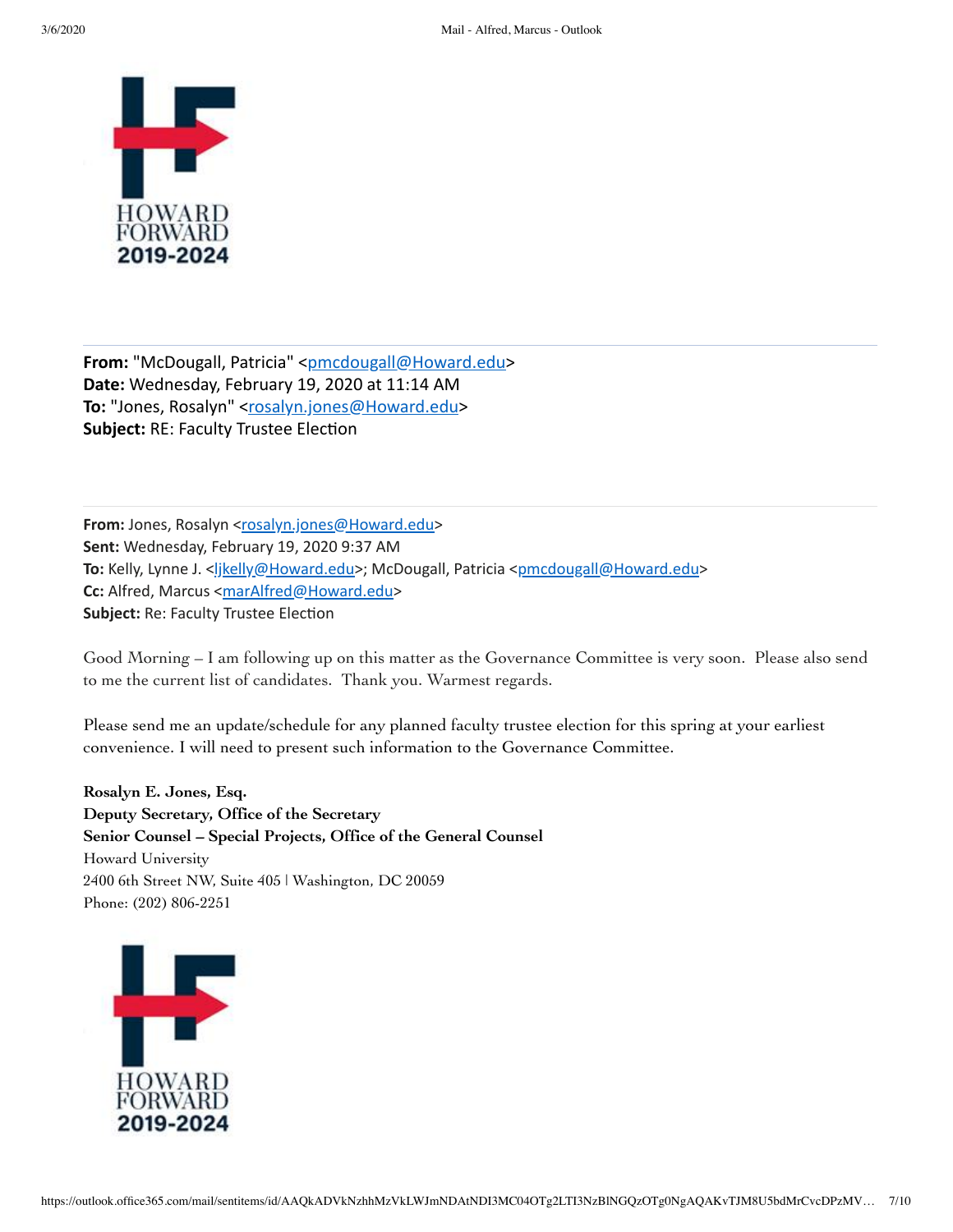HOWARD FORWARD 2019-2024

---

**From:** "McDougall, Patricia" <pmcdougall@Howard.edu>
**Date:** Wednesday, February 19, 2020 at 11:14 AM
**To:** "Jones, Rosalyn" <rosalyn.jones@Howard.edu>
**Subject:** RE: Faculty Trustee Election

---

**From:** Jones, Rosalyn <rosalyn.jones@Howard.edu>
**Sent:** Wednesday, February 19, 2020 9:37 AM
**To:** Kelly, Lynne J. <ljkelly@Howard.edu>; McDougall, Patricia <pmcdougall@Howard.edu>
**Cc:** Alfred, Marcus <marAlfred@Howard.edu>
**Subject:** Re: Faculty Trustee Election

Good Morning – I am following up on this matter as the Governance Committee is very soon. Please also send to me the current list of candidates. Thank you. Warmest regards.

Please send me an update/schedule for any planned faculty trustee election for this spring at your earliest convenience. I will need to present such information to the Governance Committee.

**Rosalyn E. Jones, Esq.**
**Deputy Secretary, Office of the Secretary**
**Senior Counsel – Special Projects, Office of the General Counsel**
Howard University
2400 6th Street NW, Suite 405 | Washington, DC 20059
Phone: (202) 806-2251

HOWARD FORWARD 2019-2024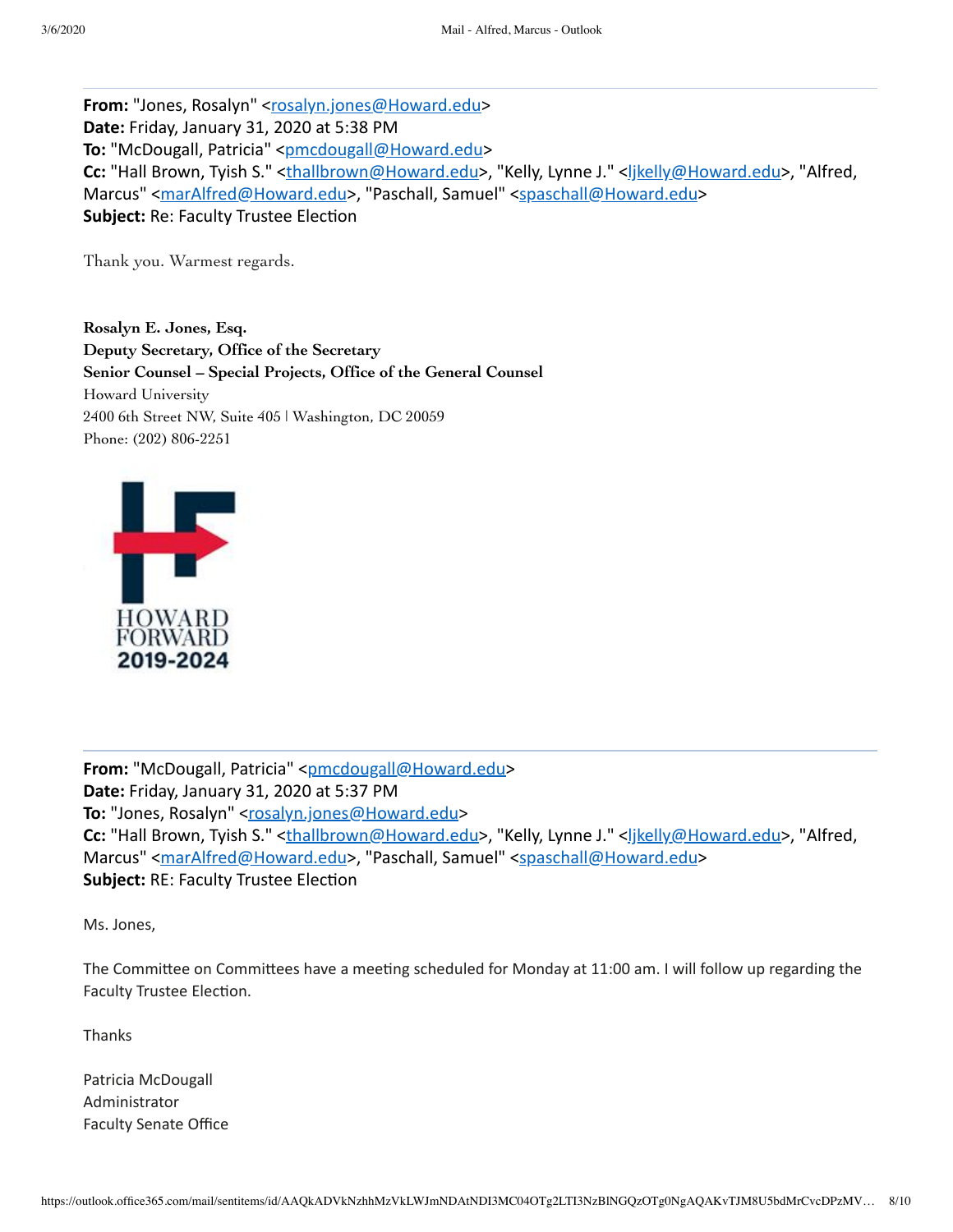**From:** "Jones, Rosalyn" <rosalyn.jones@Howard.edu>
**Date:** Friday, January 31, 2020 at 5:38 PM
**To:** "McDougall, Patricia" <pmcdougall@Howard.edu>
**Cc:** "Hall Brown, Tyish S." <thallbrown@Howard.edu>, "Kelly, Lynne J." <ljkelly@Howard.edu>, "Alfred, Marcus" <marAlfred@Howard.edu>, "Paschall, Samuel" <spaschall@Howard.edu>
**Subject:** Re: Faculty Trustee Election

Thank you. Warmest regards.

**Rosalyn E. Jones, Esq.**
**Deputy Secretary, Office of the Secretary**
**Senior Counsel – Special Projects, Office of the General Counsel**
Howard University
2400 6th Street NW, Suite 405 | Washington, DC 20059
Phone: (202) 806-2251

HOWARD FORWARD
2019-2024

---

**From:** "McDougall, Patricia" <pmcdougall@Howard.edu>
**Date:** Friday, January 31, 2020 at 5:37 PM
**To:** "Jones, Rosalyn" <rosalyn.jones@Howard.edu>
**Cc:** "Hall Brown, Tyish S." <thallbrown@Howard.edu>, "Kelly, Lynne J." <ljkelly@Howard.edu>, "Alfred, Marcus" <marAlfred@Howard.edu>, "Paschall, Samuel" <spaschall@Howard.edu>
**Subject:** RE: Faculty Trustee Election

Ms. Jones,

The Committee on Committees have a meeting scheduled for Monday at 11:00 am. I will follow up regarding the Faculty Trustee Election.

Thanks

Patricia McDougall
Administrator
Faculty Senate Office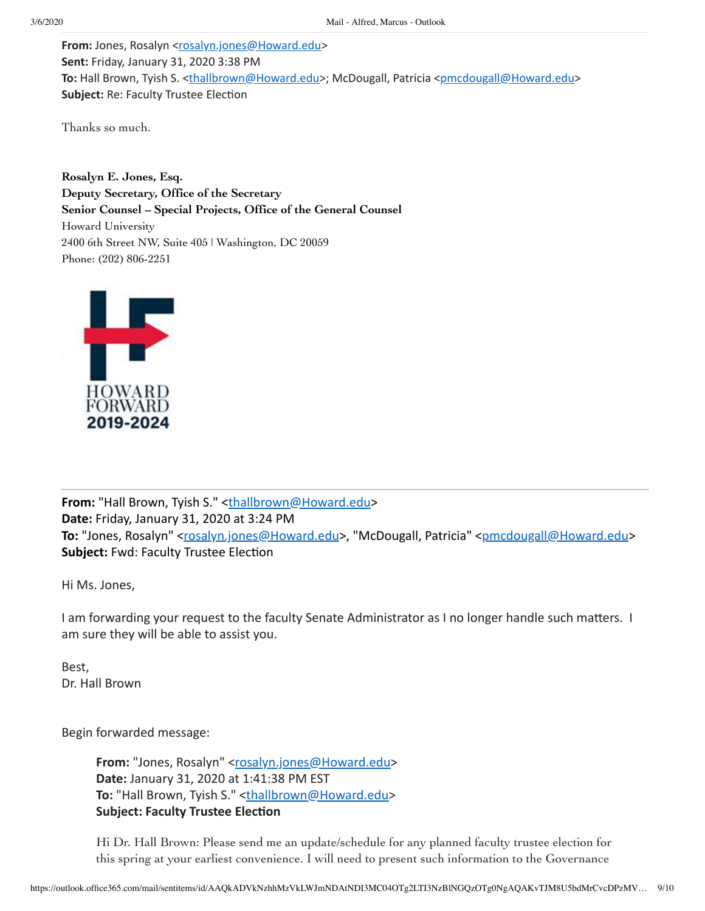**From:** Jones, Rosalyn <rosalyn.jones@Howard.edu>
**Sent:** Friday, January 31, 2020 3:38 PM
**To:** Hall Brown, Tyish S. <thallbrown@Howard.edu>; McDougall, Patricia <pmcdougall@Howard.edu>
**Subject:** Re: Faculty Trustee Election

Thanks so much.

**Rosalyn E. Jones, Esq.**
**Deputy Secretary, Office of the Secretary**
**Senior Counsel – Special Projects, Office of the General Counsel**
Howard University
2400 6th Street NW, Suite 405 | Washington, DC 20059
Phone: (202) 806-2251

HOWARD FORWARD
2019-2024

---

**From:** "Hall Brown, Tyish S." <thallbrown@Howard.edu>
**Date:** Friday, January 31, 2020 at 3:24 PM
**To:** "Jones, Rosalyn" <rosalyn.jones@Howard.edu>, "McDougall, Patricia" <pmcdougall@Howard.edu>
**Subject:** Fwd: Faculty Trustee Election

Hi Ms. Jones,

I am forwarding your request to the faculty Senate Administrator as I no longer handle such matters. I am sure they will be able to assist you.

Best,
Dr. Hall Brown

Begin forwarded message:

> **From:** "Jones, Rosalyn" <rosalyn.jones@Howard.edu>
> **Date:** January 31, 2020 at 1:41:38 PM EST
> **To:** "Hall Brown, Tyish S." <thallbrown@Howard.edu>
> **Subject: Faculty Trustee Election**
>
> Hi Dr. Hall Brown: Please send me an update/schedule for any planned faculty trustee election for this spring at your earliest convenience. I will need to present such information to the Governance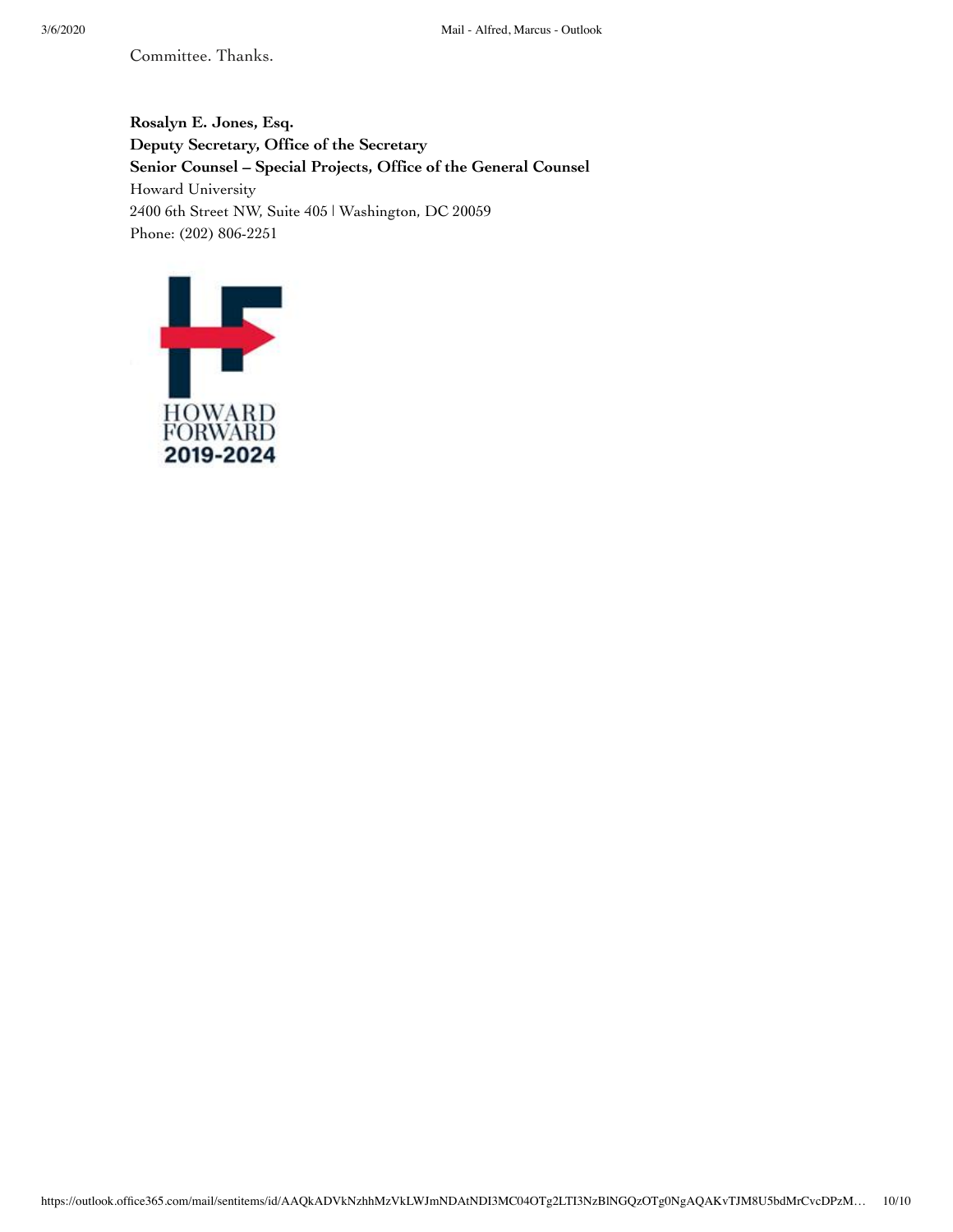Committee. Thanks.

**Rosalyn E. Jones, Esq.**
**Deputy Secretary, Office of the Secretary**
**Senior Counsel – Special Projects, Office of the General Counsel**
Howard University
2400 6th Street NW, Suite 405 | Washington, DC 20059
Phone: (202) 806-2251

HOWARD
FORWARD
2019-2024